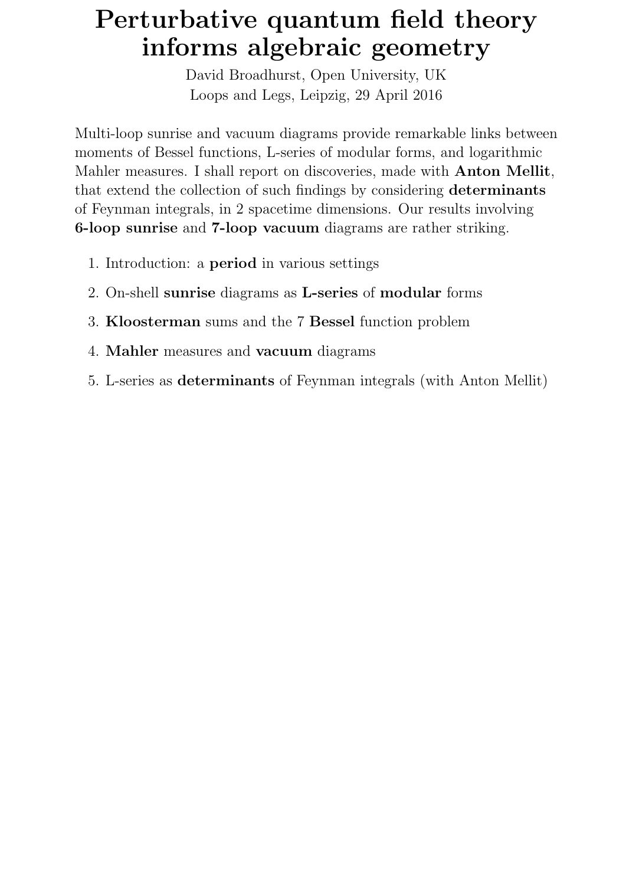# Perturbative quantum field theory informs algebraic geometry

David Broadhurst, Open University, UK
Loops and Legs, Leipzig, 29 April 2016

Multi-loop sunrise and vacuum diagrams provide remarkable links between moments of Bessel functions, L-series of modular forms, and logarithmic Mahler measures. I shall report on discoveries, made with **Anton Mellit**, that extend the collection of such findings by considering **determinants** of Feynman integrals, in 2 spacetime dimensions. Our results involving **6-loop sunrise** and **7-loop vacuum** diagrams are rather striking.

1. Introduction: a **period** in various settings
2. On-shell **sunrise** diagrams as **L-series** of **modular** forms
3. **Kloosterman** sums and the 7 **Bessel** function problem
4. **Mahler** measures and **vacuum** diagrams
5. L-series as **determinants** of Feynman integrals (with Anton Mellit)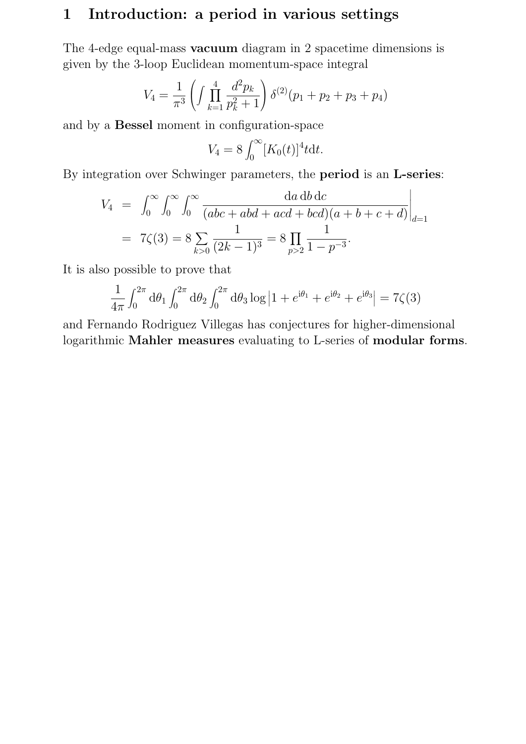# 1 Introduction: a period in various settings

The 4-edge equal-mass **vacuum** diagram in 2 spacetime dimensions is given by the 3-loop Euclidean momentum-space integral

$$V_4 = \frac{1}{\pi^3}\left(\int \prod_{k=1}^{4} \frac{d^2 p_k}{p_k^2+1}\right) \delta^{(2)}(p_1+p_2+p_3+p_4)$$

and by a **Bessel** moment in configuration-space

$$V_4 = 8\int_0^\infty [K_0(t)]^4 t \mathrm{d}t.$$

By integration over Schwinger parameters, the **period** is an **L-series**:

$$\begin{aligned}
V_4 &= \int_0^\infty\int_0^\infty\int_0^\infty \left.\frac{\mathrm{d}a\,\mathrm{d}b\,\mathrm{d}c}{(abc+abd+acd+bcd)(a+b+c+d)}\right|_{d=1} \\
&= 7\zeta(3) = 8\sum_{k>0}\frac{1}{(2k-1)^3} = 8\prod_{p>2}\frac{1}{1-p^{-3}}.
\end{aligned}$$

It is also possible to prove that

$$\frac{1}{4\pi}\int_0^{2\pi}\mathrm{d}\theta_1\int_0^{2\pi}\mathrm{d}\theta_2\int_0^{2\pi}\mathrm{d}\theta_3 \log\left|1+e^{\mathrm{i}\theta_1}+e^{\mathrm{i}\theta_2}+e^{\mathrm{i}\theta_3}\right| = 7\zeta(3)$$

and Fernando Rodriguez Villegas has conjectures for higher-dimensional logarithmic **Mahler measures** evaluating to L-series of **modular forms**.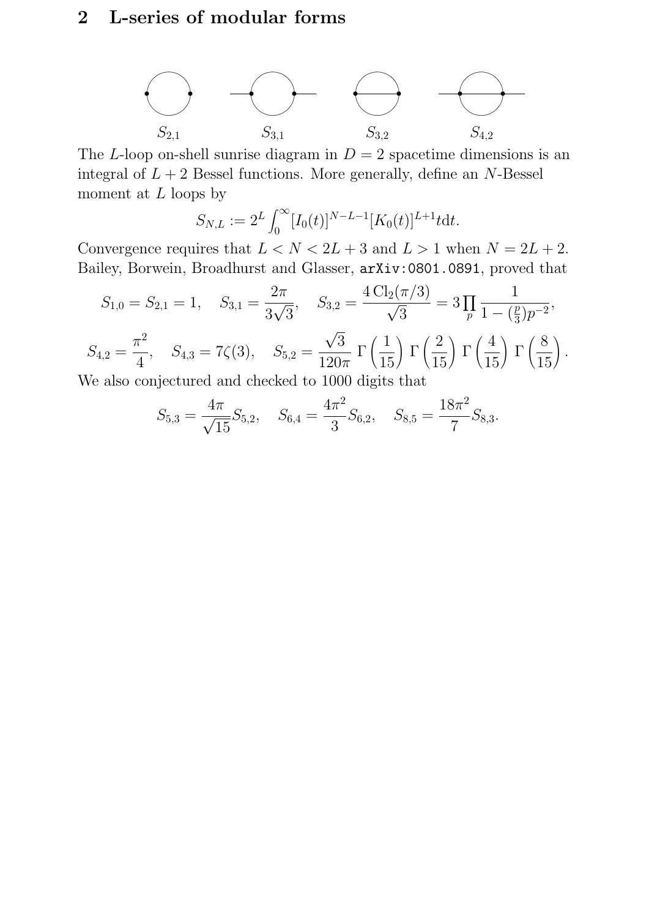## 2 L-series of modular forms

$S_{2,1}$ $S_{3,1}$ $S_{3,2}$ $S_{4,2}$

The $L$-loop on-shell sunrise diagram in $D = 2$ spacetime dimensions is an integral of $L+2$ Bessel functions. More generally, define an $N$-Bessel moment at $L$ loops by

$$S_{N,L} := 2^L \int_0^\infty [I_0(t)]^{N-L-1}[K_0(t)]^{L+1} t \mathrm{d}t.$$

Convergence requires that $L < N < 2L+3$ and $L > 1$ when $N = 2L+2$. Bailey, Borwein, Broadhurst and Glasser, `arXiv:0801.0891`, proved that

$$S_{1,0} = S_{2,1} = 1, \quad S_{3,1} = \frac{2\pi}{3\sqrt{3}}, \quad S_{3,2} = \frac{4\,\mathrm{Cl}_2(\pi/3)}{\sqrt{3}} = 3\prod_p \frac{1}{1-(\frac{p}{3})p^{-2}},$$

$$S_{4,2} = \frac{\pi^2}{4}, \quad S_{4,3} = 7\zeta(3), \quad S_{5,2} = \frac{\sqrt{3}}{120\pi}\,\Gamma\left(\frac{1}{15}\right)\Gamma\left(\frac{2}{15}\right)\Gamma\left(\frac{4}{15}\right)\Gamma\left(\frac{8}{15}\right).$$

We also conjectured and checked to 1000 digits that

$$S_{5,3} = \frac{4\pi}{\sqrt{15}} S_{5,2}, \quad S_{6,4} = \frac{4\pi^2}{3} S_{6,2}, \quad S_{8,5} = \frac{18\pi^2}{7} S_{8,3}.$$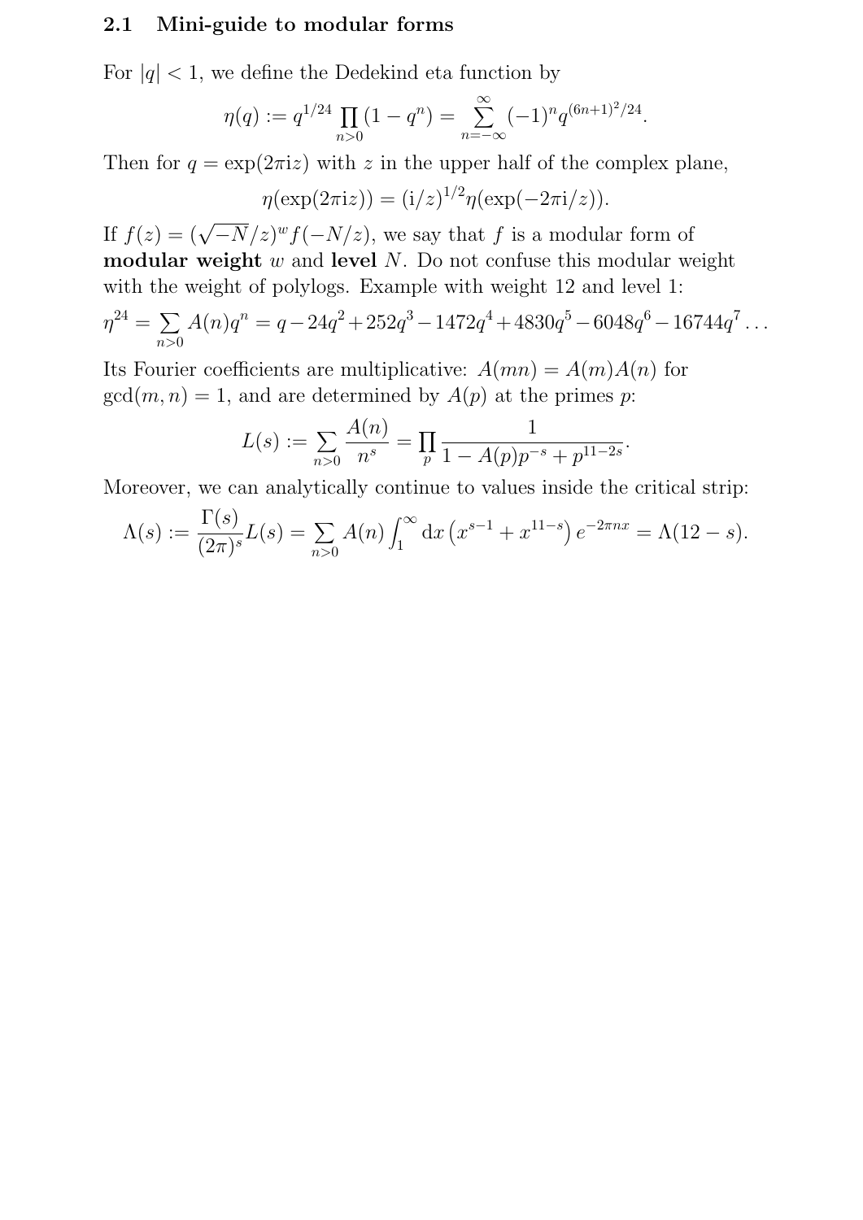## 2.1 Mini-guide to modular forms

For $|q| < 1$, we define the Dedekind eta function by

$$\eta(q) := q^{1/24} \prod_{n>0} (1 - q^n) = \sum_{n=-\infty}^{\infty} (-1)^n q^{(6n+1)^2/24}.$$

Then for $q = \exp(2\pi \mathrm{i} z)$ with $z$ in the upper half of the complex plane,

$$\eta(\exp(2\pi \mathrm{i} z)) = (\mathrm{i}/z)^{1/2} \eta(\exp(-2\pi \mathrm{i}/z)).$$

If $f(z) = (\sqrt{-N}/z)^w f(-N/z)$, we say that $f$ is a modular form of **modular weight** $w$ and **level** $N$. Do not confuse this modular weight with the weight of polylogs. Example with weight 12 and level 1:

$$\eta^{24} = \sum_{n>0} A(n) q^n = q - 24q^2 + 252q^3 - 1472q^4 + 4830q^5 - 6048q^6 - 16744q^7 \ldots$$

Its Fourier coefficients are multiplicative: $A(mn) = A(m)A(n)$ for $\gcd(m, n) = 1$, and are determined by $A(p)$ at the primes $p$:

$$L(s) := \sum_{n>0} \frac{A(n)}{n^s} = \prod_p \frac{1}{1 - A(p)p^{-s} + p^{11-2s}}.$$

Moreover, we can analytically continue to values inside the critical strip:

$$\Lambda(s) := \frac{\Gamma(s)}{(2\pi)^s} L(s) = \sum_{n>0} A(n) \int_1^\infty \mathrm{d}x \left(x^{s-1} + x^{11-s}\right) e^{-2\pi n x} = \Lambda(12 - s).$$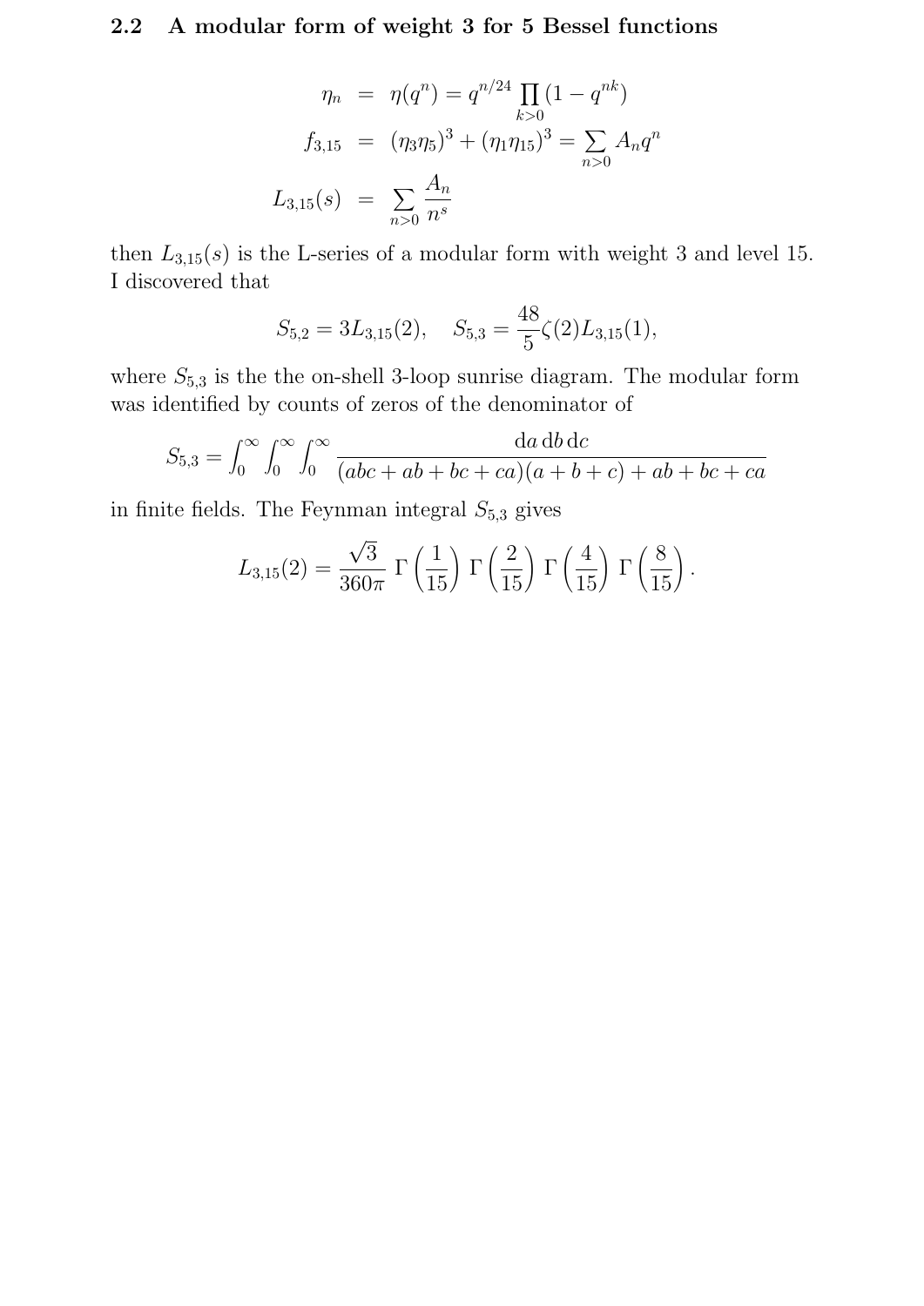### 2.2 A modular form of weight 3 for 5 Bessel functions

$$
\begin{aligned}
\eta_n &= \eta(q^n) = q^{n/24} \prod_{k>0} (1 - q^{nk}) \\
f_{3,15} &= (\eta_3 \eta_5)^3 + (\eta_1 \eta_{15})^3 = \sum_{n>0} A_n q^n \\
L_{3,15}(s) &= \sum_{n>0} \frac{A_n}{n^s}
\end{aligned}
$$

then $L_{3,15}(s)$ is the L-series of a modular form with weight 3 and level 15. I discovered that

$$
S_{5,2} = 3L_{3,15}(2), \quad S_{5,3} = \frac{48}{5}\zeta(2)L_{3,15}(1),
$$

where $S_{5,3}$ is the the on-shell 3-loop sunrise diagram. The modular form was identified by counts of zeros of the denominator of

$$
S_{5,3} = \int_0^\infty \int_0^\infty \int_0^\infty \frac{\mathrm{d}a\,\mathrm{d}b\,\mathrm{d}c}{(abc + ab + bc + ca)(a + b + c) + ab + bc + ca}
$$

in finite fields. The Feynman integral $S_{5,3}$ gives

$$
L_{3,15}(2) = \frac{\sqrt{3}}{360\pi}\,\Gamma\left(\frac{1}{15}\right)\Gamma\left(\frac{2}{15}\right)\Gamma\left(\frac{4}{15}\right)\Gamma\left(\frac{8}{15}\right).
$$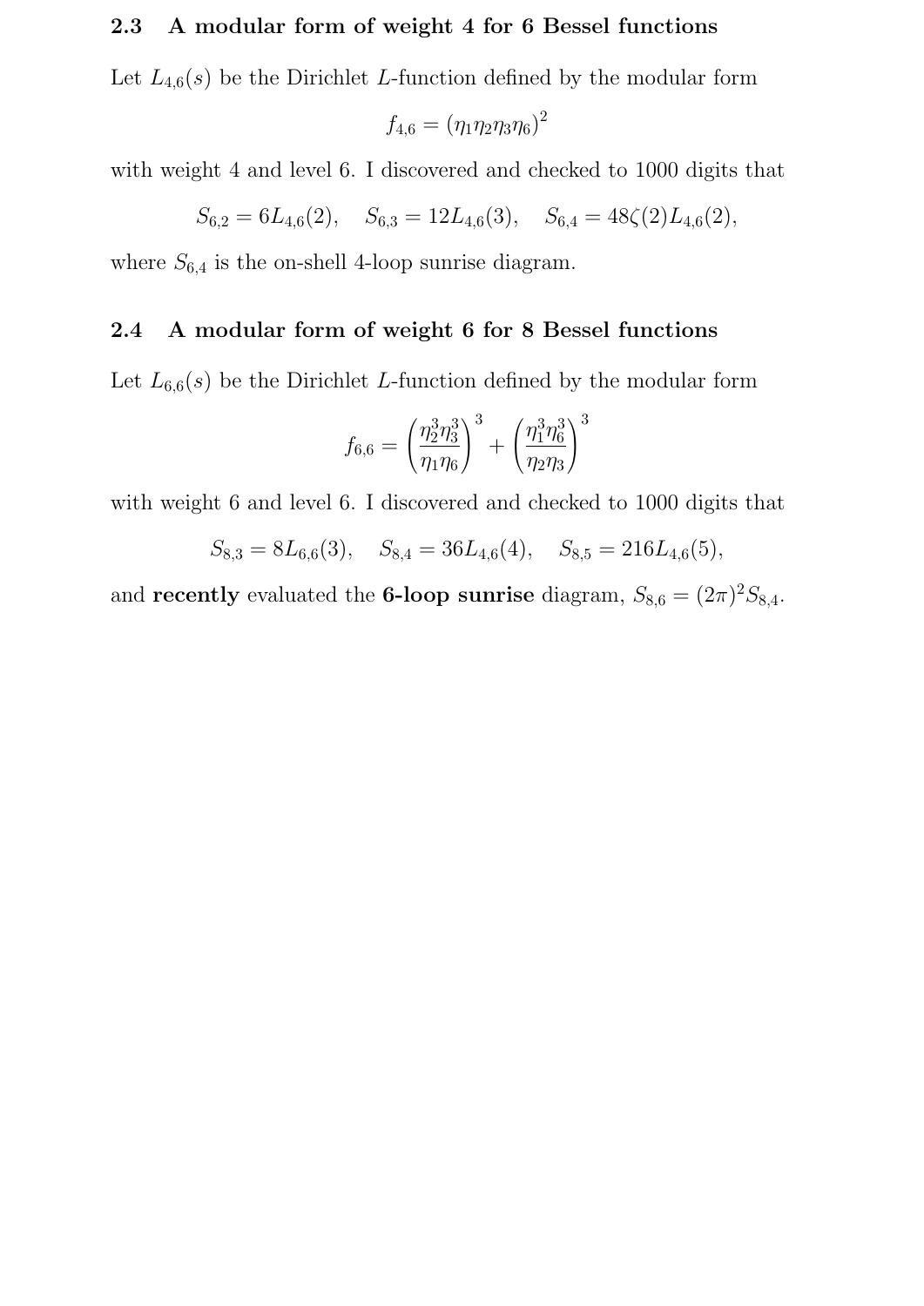### 2.3 A modular form of weight 4 for 6 Bessel functions

Let $L_{4,6}(s)$ be the Dirichlet $L$-function defined by the modular form

$$f_{4,6} = (\eta_1\eta_2\eta_3\eta_6)^2$$

with weight 4 and level 6. I discovered and checked to 1000 digits that

$$S_{6,2} = 6L_{4,6}(2), \quad S_{6,3} = 12L_{4,6}(3), \quad S_{6,4} = 48\zeta(2)L_{4,6}(2),$$

where $S_{6,4}$ is the on-shell 4-loop sunrise diagram.

### 2.4 A modular form of weight 6 for 8 Bessel functions

Let $L_{6,6}(s)$ be the Dirichlet $L$-function defined by the modular form

$$f_{6,6} = \left(\frac{\eta_2^3\eta_3^3}{\eta_1\eta_6}\right)^3 + \left(\frac{\eta_1^3\eta_6^3}{\eta_2\eta_3}\right)^3$$

with weight 6 and level 6. I discovered and checked to 1000 digits that

$$S_{8,3} = 8L_{6,6}(3), \quad S_{8,4} = 36L_{4,6}(4), \quad S_{8,5} = 216L_{4,6}(5),$$

and **recently** evaluated the **6-loop sunrise** diagram, $S_{8,6} = (2\pi)^2 S_{8,4}$.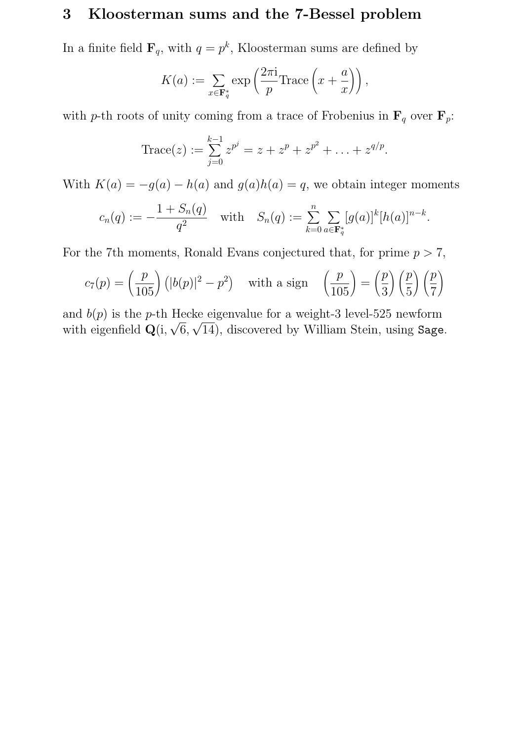## 3 Kloosterman sums and the 7-Bessel problem

In a finite field $\mathbf{F}_q$, with $q = p^k$, Kloosterman sums are defined by

$$K(a) := \sum_{x \in \mathbf{F}_q^*} \exp\left(\frac{2\pi \mathrm{i}}{p} \mathrm{Trace}\left(x + \frac{a}{x}\right)\right),$$

with $p$-th roots of unity coming from a trace of Frobenius in $\mathbf{F}_q$ over $\mathbf{F}_p$:

$$\mathrm{Trace}(z) := \sum_{j=0}^{k-1} z^{p^j} = z + z^p + z^{p^2} + \ldots + z^{q/p}.$$

With $K(a) = -g(a) - h(a)$ and $g(a)h(a) = q$, we obtain integer moments

$$c_n(q) := -\frac{1 + S_n(q)}{q^2} \quad \text{with} \quad S_n(q) := \sum_{k=0}^{n} \sum_{a \in \mathbf{F}_q^*} [g(a)]^k [h(a)]^{n-k}.$$

For the 7th moments, Ronald Evans conjectured that, for prime $p > 7$,

$$c_7(p) = \left(\frac{p}{105}\right)\left(|b(p)|^2 - p^2\right) \quad \text{with a sign} \quad \left(\frac{p}{105}\right) = \left(\frac{p}{3}\right)\left(\frac{p}{5}\right)\left(\frac{p}{7}\right)$$

and $b(p)$ is the $p$-th Hecke eigenvalue for a weight-3 level-525 newform with eigenfield $\mathbf{Q}(\mathrm{i}, \sqrt{6}, \sqrt{14})$, discovered by William Stein, using `Sage`.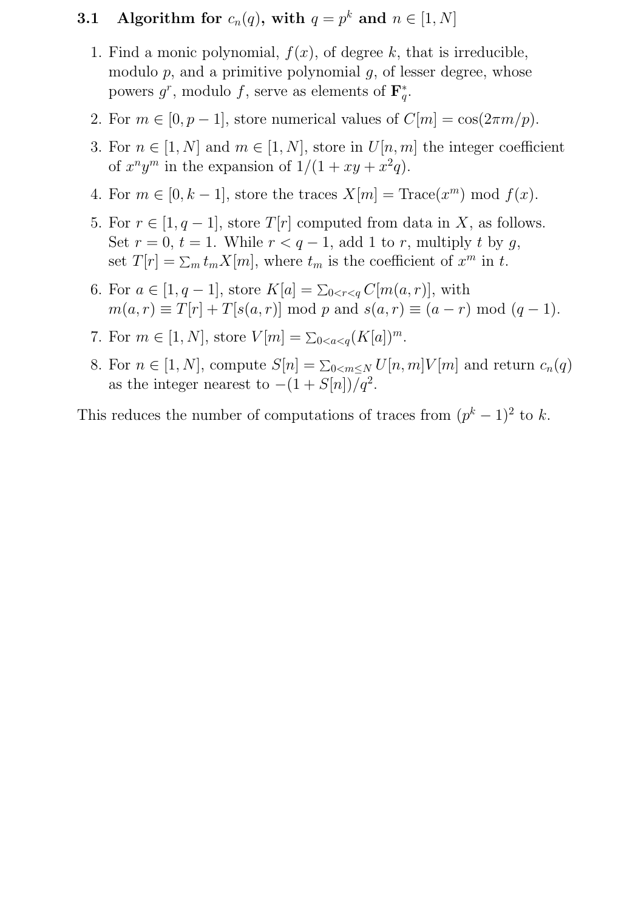### 3.1 Algorithm for $c_n(q)$, with $q = p^k$ and $n \in [1, N]$

1. Find a monic polynomial, $f(x)$, of degree $k$, that is irreducible, modulo $p$, and a primitive polynomial $g$, of lesser degree, whose powers $g^r$, modulo $f$, serve as elements of $\mathbf{F}_q^*$.
2. For $m \in [0, p-1]$, store numerical values of $C[m] = \cos(2\pi m/p)$.
3. For $n \in [1, N]$ and $m \in [1, N]$, store in $U[n, m]$ the integer coefficient of $x^n y^m$ in the expansion of $1/(1 + xy + x^2 q)$.
4. For $m \in [0, k-1]$, store the traces $X[m] = \text{Trace}(x^m) \bmod f(x)$.
5. For $r \in [1, q-1]$, store $T[r]$ computed from data in $X$, as follows. Set $r = 0$, $t = 1$. While $r < q - 1$, add 1 to $r$, multiply $t$ by $g$, set $T[r] = \sum_m t_m X[m]$, where $t_m$ is the coefficient of $x^m$ in $t$.
6. For $a \in [1, q-1]$, store $K[a] = \sum_{0<r<q} C[m(a, r)]$, with $m(a, r) \equiv T[r] + T[s(a, r)] \bmod p$ and $s(a, r) \equiv (a - r) \bmod (q - 1)$.
7. For $m \in [1, N]$, store $V[m] = \sum_{0<a<q} (K[a])^m$.
8. For $n \in [1, N]$, compute $S[n] = \sum_{0<m\leq N} U[n, m]V[m]$ and return $c_n(q)$ as the integer nearest to $-(1 + S[n])/q^2$.

This reduces the number of computations of traces from $(p^k - 1)^2$ to $k$.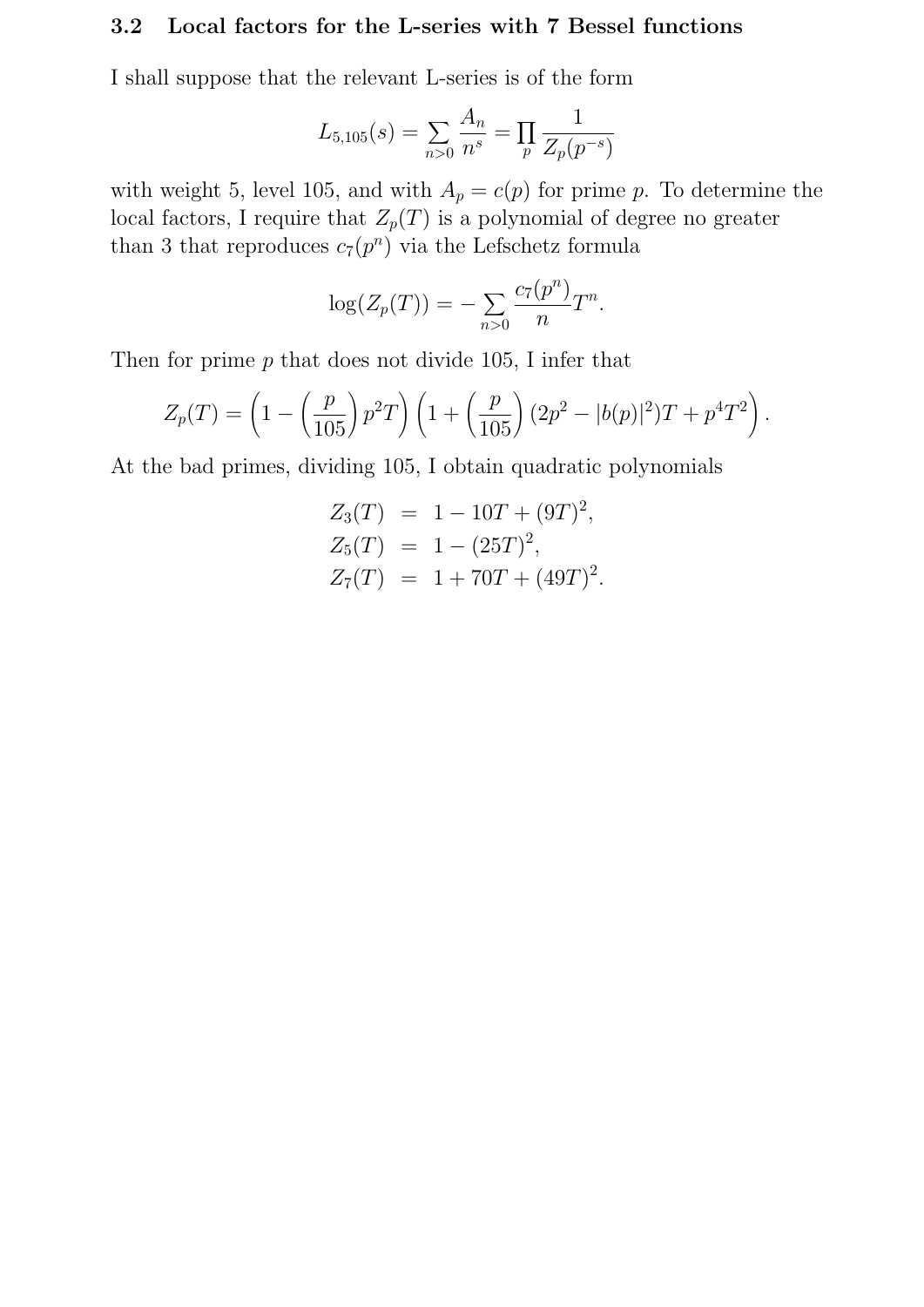### 3.2 Local factors for the L-series with 7 Bessel functions

I shall suppose that the relevant L-series is of the form

$$L_{5,105}(s) = \sum_{n>0} \frac{A_n}{n^s} = \prod_p \frac{1}{Z_p(p^{-s})}$$

with weight 5, level 105, and with $A_p = c(p)$ for prime $p$. To determine the local factors, I require that $Z_p(T)$ is a polynomial of degree no greater than 3 that reproduces $c_7(p^n)$ via the Lefschetz formula

$$\log(Z_p(T)) = -\sum_{n>0} \frac{c_7(p^n)}{n} T^n.$$

Then for prime $p$ that does not divide 105, I infer that

$$Z_p(T) = \left(1 - \left(\frac{p}{105}\right) p^2 T\right)\left(1 + \left(\frac{p}{105}\right)(2p^2 - |b(p)|^2)T + p^4T^2\right).$$

At the bad primes, dividing 105, I obtain quadratic polynomials

$$\begin{aligned}
Z_3(T) &= 1 - 10T + (9T)^2, \\
Z_5(T) &= 1 - (25T)^2, \\
Z_7(T) &= 1 + 70T + (49T)^2.
\end{aligned}$$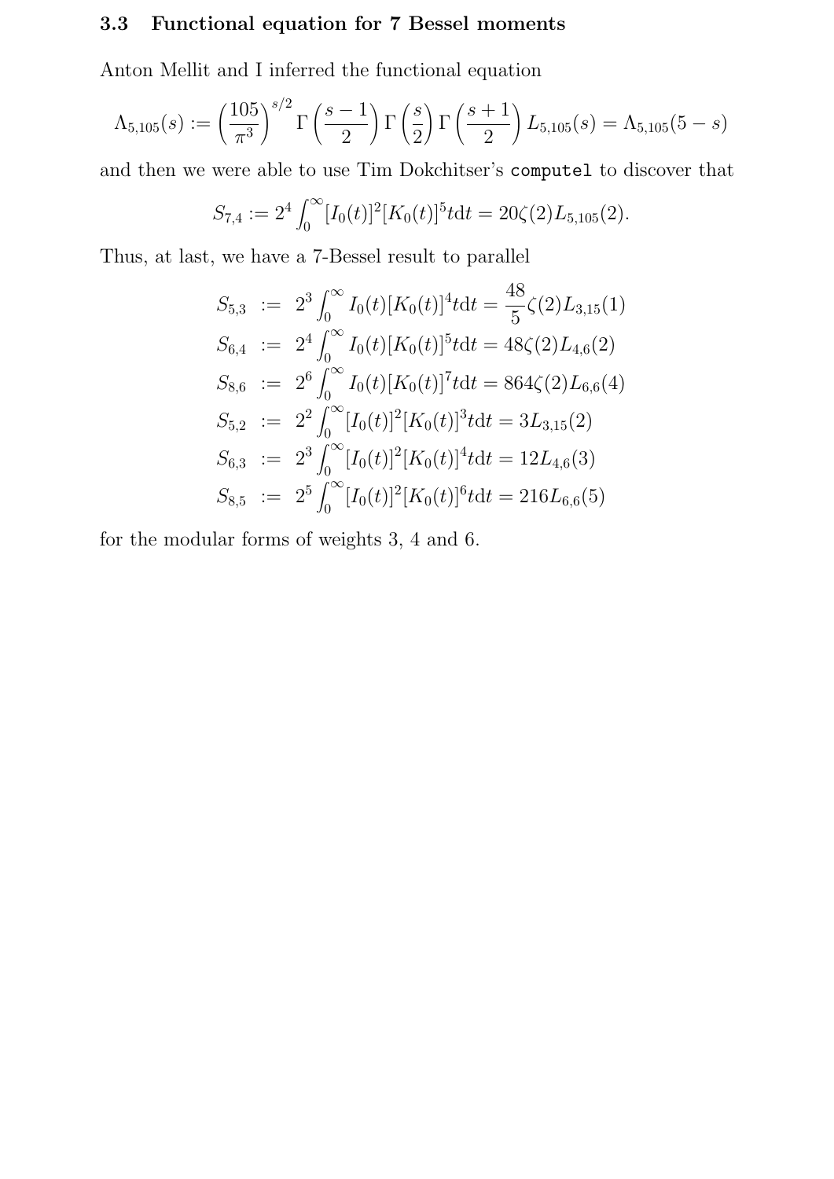### 3.3 Functional equation for 7 Bessel moments

Anton Mellit and I inferred the functional equation

$$\Lambda_{5,105}(s) := \left(\frac{105}{\pi^3}\right)^{s/2} \Gamma\left(\frac{s-1}{2}\right)\Gamma\left(\frac{s}{2}\right)\Gamma\left(\frac{s+1}{2}\right) L_{5,105}(s) = \Lambda_{5,105}(5-s)$$

and then we were able to use Tim Dokchitser's `computel` to discover that

$$S_{7,4} := 2^4 \int_0^\infty [I_0(t)]^2 [K_0(t)]^5 t \mathrm{d}t = 20\zeta(2) L_{5,105}(2).$$

Thus, at last, we have a 7-Bessel result to parallel

$$\begin{aligned}
S_{5,3} &:= 2^3 \int_0^\infty I_0(t)[K_0(t)]^4 t \mathrm{d}t = \frac{48}{5}\zeta(2) L_{3,15}(1) \\
S_{6,4} &:= 2^4 \int_0^\infty I_0(t)[K_0(t)]^5 t \mathrm{d}t = 48\zeta(2) L_{4,6}(2) \\
S_{8,6} &:= 2^6 \int_0^\infty I_0(t)[K_0(t)]^7 t \mathrm{d}t = 864\zeta(2) L_{6,6}(4) \\
S_{5,2} &:= 2^2 \int_0^\infty [I_0(t)]^2 [K_0(t)]^3 t \mathrm{d}t = 3 L_{3,15}(2) \\
S_{6,3} &:= 2^3 \int_0^\infty [I_0(t)]^2 [K_0(t)]^4 t \mathrm{d}t = 12 L_{4,6}(3) \\
S_{8,5} &:= 2^5 \int_0^\infty [I_0(t)]^2 [K_0(t)]^6 t \mathrm{d}t = 216 L_{6,6}(5)
\end{aligned}$$

for the modular forms of weights 3, 4 and 6.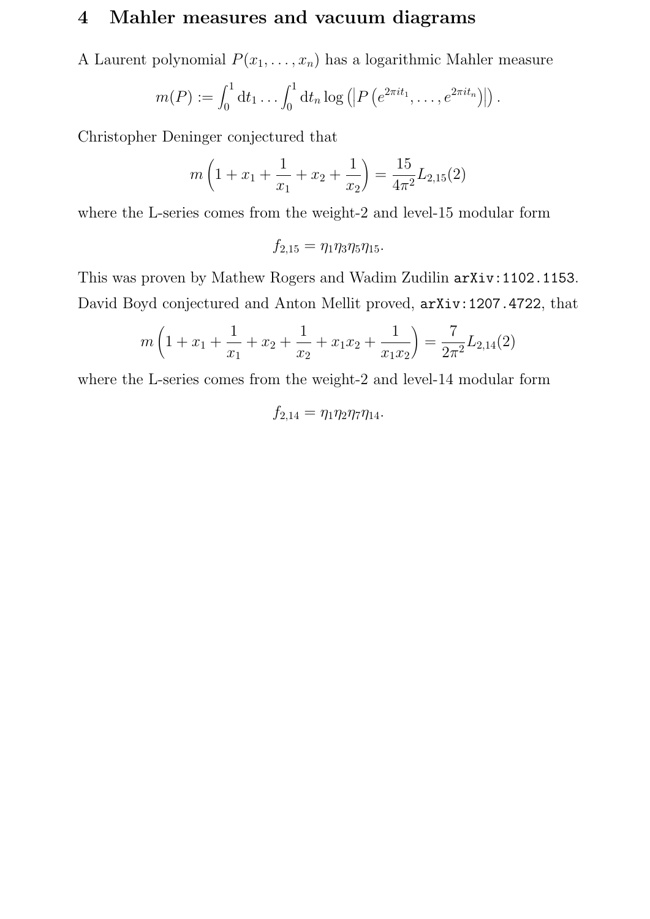# 4 Mahler measures and vacuum diagrams

A Laurent polynomial $P(x_1, \ldots, x_n)$ has a logarithmic Mahler measure

$$m(P) := \int_0^1 \mathrm{d}t_1 \ldots \int_0^1 \mathrm{d}t_n \log\left(\left|P\left(e^{2\pi i t_1}, \ldots, e^{2\pi i t_n}\right)\right|\right).$$

Christopher Deninger conjectured that

$$m\left(1 + x_1 + \frac{1}{x_1} + x_2 + \frac{1}{x_2}\right) = \frac{15}{4\pi^2} L_{2,15}(2)$$

where the L-series comes from the weight-2 and level-15 modular form

$$f_{2,15} = \eta_1 \eta_3 \eta_5 \eta_{15}.$$

This was proven by Mathew Rogers and Wadim Zudilin `arXiv:1102.1153`. David Boyd conjectured and Anton Mellit proved, `arXiv:1207.4722`, that

$$m\left(1 + x_1 + \frac{1}{x_1} + x_2 + \frac{1}{x_2} + x_1 x_2 + \frac{1}{x_1 x_2}\right) = \frac{7}{2\pi^2} L_{2,14}(2)$$

where the L-series comes from the weight-2 and level-14 modular form

$$f_{2,14} = \eta_1 \eta_2 \eta_7 \eta_{14}.$$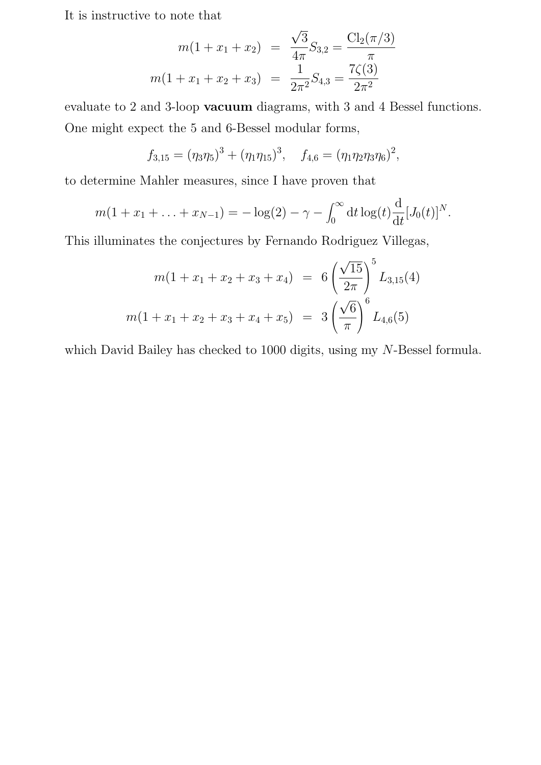It is instructive to note that

$$
\begin{aligned}
m(1+x_1+x_2) &= \frac{\sqrt{3}}{4\pi}S_{3,2} = \frac{\mathrm{Cl}_2(\pi/3)}{\pi} \\
m(1+x_1+x_2+x_3) &= \frac{1}{2\pi^2}S_{4,3} = \frac{7\zeta(3)}{2\pi^2}
\end{aligned}
$$

evaluate to 2 and 3-loop **vacuum** diagrams, with 3 and 4 Bessel functions. One might expect the 5 and 6-Bessel modular forms,

$$
f_{3,15} = (\eta_3\eta_5)^3 + (\eta_1\eta_{15})^3, \quad f_{4,6} = (\eta_1\eta_2\eta_3\eta_6)^2,
$$

to determine Mahler measures, since I have proven that

$$
m(1+x_1+\ldots+x_{N-1}) = -\log(2) - \gamma - \int_0^\infty \mathrm{d}t \log(t)\frac{\mathrm{d}}{\mathrm{d}t}[J_0(t)]^N.
$$

This illuminates the conjectures by Fernando Rodriguez Villegas,

$$
\begin{aligned}
m(1+x_1+x_2+x_3+x_4) &= 6\left(\frac{\sqrt{15}}{2\pi}\right)^5 L_{3,15}(4) \\
m(1+x_1+x_2+x_3+x_4+x_5) &= 3\left(\frac{\sqrt{6}}{\pi}\right)^6 L_{4,6}(5)
\end{aligned}
$$

which David Bailey has checked to 1000 digits, using my $N$-Bessel formula.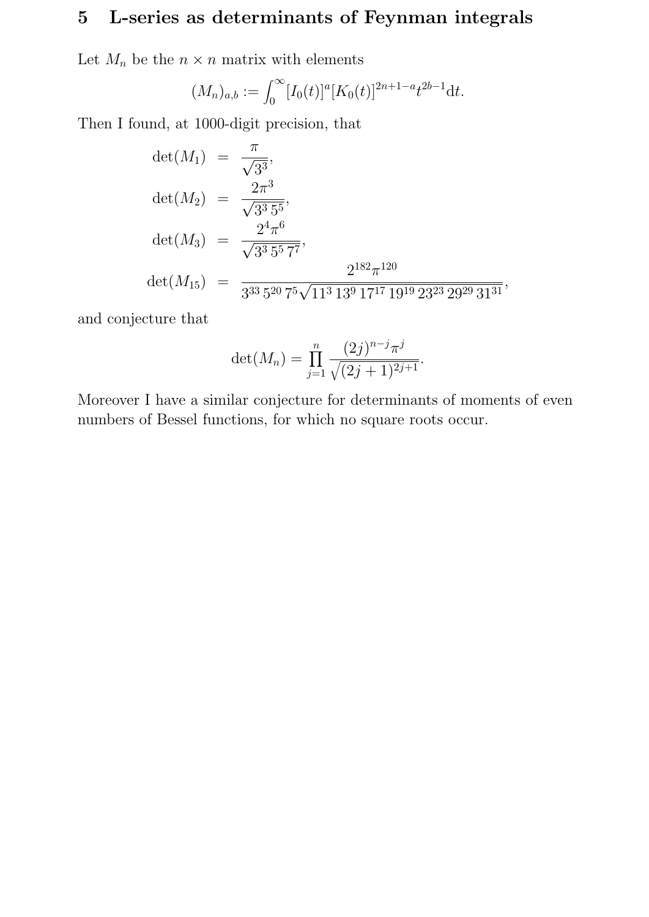# 5 L-series as determinants of Feynman integrals

Let $M_n$ be the $n \times n$ matrix with elements

$$(M_n)_{a,b} := \int_0^\infty [I_0(t)]^a [K_0(t)]^{2n+1-a} t^{2b-1} \mathrm{d}t.$$

Then I found, at 1000-digit precision, that

$$\begin{aligned}
\det(M_1) &= \frac{\pi}{\sqrt{3^3}}, \\
\det(M_2) &= \frac{2\pi^3}{\sqrt{3^3\,5^5}}, \\
\det(M_3) &= \frac{2^4\pi^6}{\sqrt{3^3\,5^5\,7^7}}, \\
\det(M_{15}) &= \frac{2^{182}\pi^{120}}{3^{33}\,5^{20}\,7^5\sqrt{11^3\,13^9\,17^{17}\,19^{19}\,23^{23}\,29^{29}\,31^{31}}},
\end{aligned}$$

and conjecture that

$$\det(M_n) = \prod_{j=1}^{n} \frac{(2j)^{n-j}\pi^j}{\sqrt{(2j+1)^{2j+1}}}.$$

Moreover I have a similar conjecture for determinants of moments of even numbers of Bessel functions, for which no square roots occur.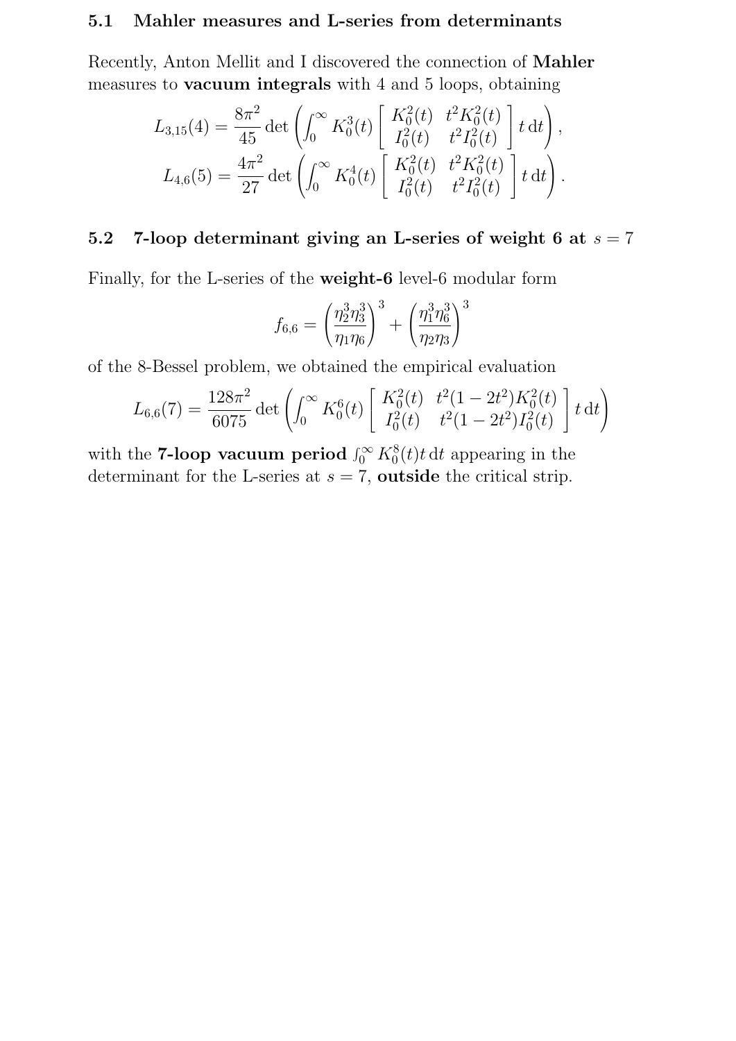### 5.1 Mahler measures and L-series from determinants

Recently, Anton Mellit and I discovered the connection of **Mahler** measures to **vacuum integrals** with 4 and 5 loops, obtaining

$$L_{3,15}(4) = \frac{8\pi^2}{45} \det\left(\int_0^\infty K_0^3(t) \left[\begin{array}{cc} K_0^2(t) & t^2 K_0^2(t) \\ I_0^2(t) & t^2 I_0^2(t) \end{array}\right] t\,\mathrm{d}t\right),$$

$$L_{4,6}(5) = \frac{4\pi^2}{27} \det\left(\int_0^\infty K_0^4(t) \left[\begin{array}{cc} K_0^2(t) & t^2 K_0^2(t) \\ I_0^2(t) & t^2 I_0^2(t) \end{array}\right] t\,\mathrm{d}t\right).$$

### 5.2 7-loop determinant giving an L-series of weight 6 at $s = 7$

Finally, for the L-series of the **weight-6** level-6 modular form

$$f_{6,6} = \left(\frac{\eta_2^3 \eta_3^3}{\eta_1 \eta_6}\right)^3 + \left(\frac{\eta_1^3 \eta_6^3}{\eta_2 \eta_3}\right)^3$$

of the 8-Bessel problem, we obtained the empirical evaluation

$$L_{6,6}(7) = \frac{128\pi^2}{6075} \det\left(\int_0^\infty K_0^6(t) \left[\begin{array}{cc} K_0^2(t) & t^2(1-2t^2) K_0^2(t) \\ I_0^2(t) & t^2(1-2t^2) I_0^2(t) \end{array}\right] t\,\mathrm{d}t\right)$$

with the **7-loop vacuum period** $\int_0^\infty K_0^8(t) t\,\mathrm{d}t$ appearing in the determinant for the L-series at $s = 7$, **outside** the critical strip.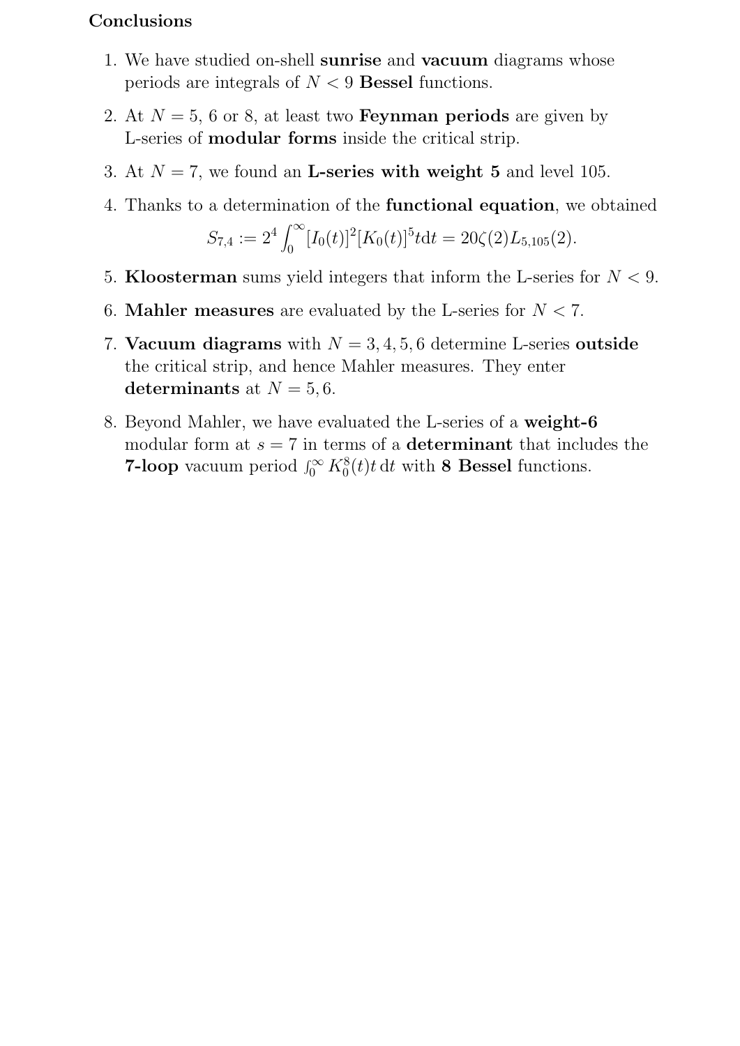## Conclusions

1. We have studied on-shell **sunrise** and **vacuum** diagrams whose periods are integrals of $N < 9$ **Bessel** functions.
2. At $N = 5$, 6 or 8, at least two **Feynman periods** are given by L-series of **modular forms** inside the critical strip.
3. At $N = 7$, we found an **L-series with weight 5** and level 105.
4. Thanks to a determination of the **functional equation**, we obtained
$$S_{7,4} := 2^4 \int_0^\infty [I_0(t)]^2 [K_0(t)]^5 t \mathrm{d}t = 20\zeta(2) L_{5,105}(2).$$
5. **Kloosterman** sums yield integers that inform the L-series for $N < 9$.
6. **Mahler measures** are evaluated by the L-series for $N < 7$.
7. **Vacuum diagrams** with $N = 3, 4, 5, 6$ determine L-series **outside** the critical strip, and hence Mahler measures. They enter **determinants** at $N = 5, 6$.
8. Beyond Mahler, we have evaluated the L-series of a **weight-6** modular form at $s = 7$ in terms of a **determinant** that includes the **7-loop** vacuum period $\int_0^\infty K_0^8(t) t \, \mathrm{d}t$ with **8 Bessel** functions.